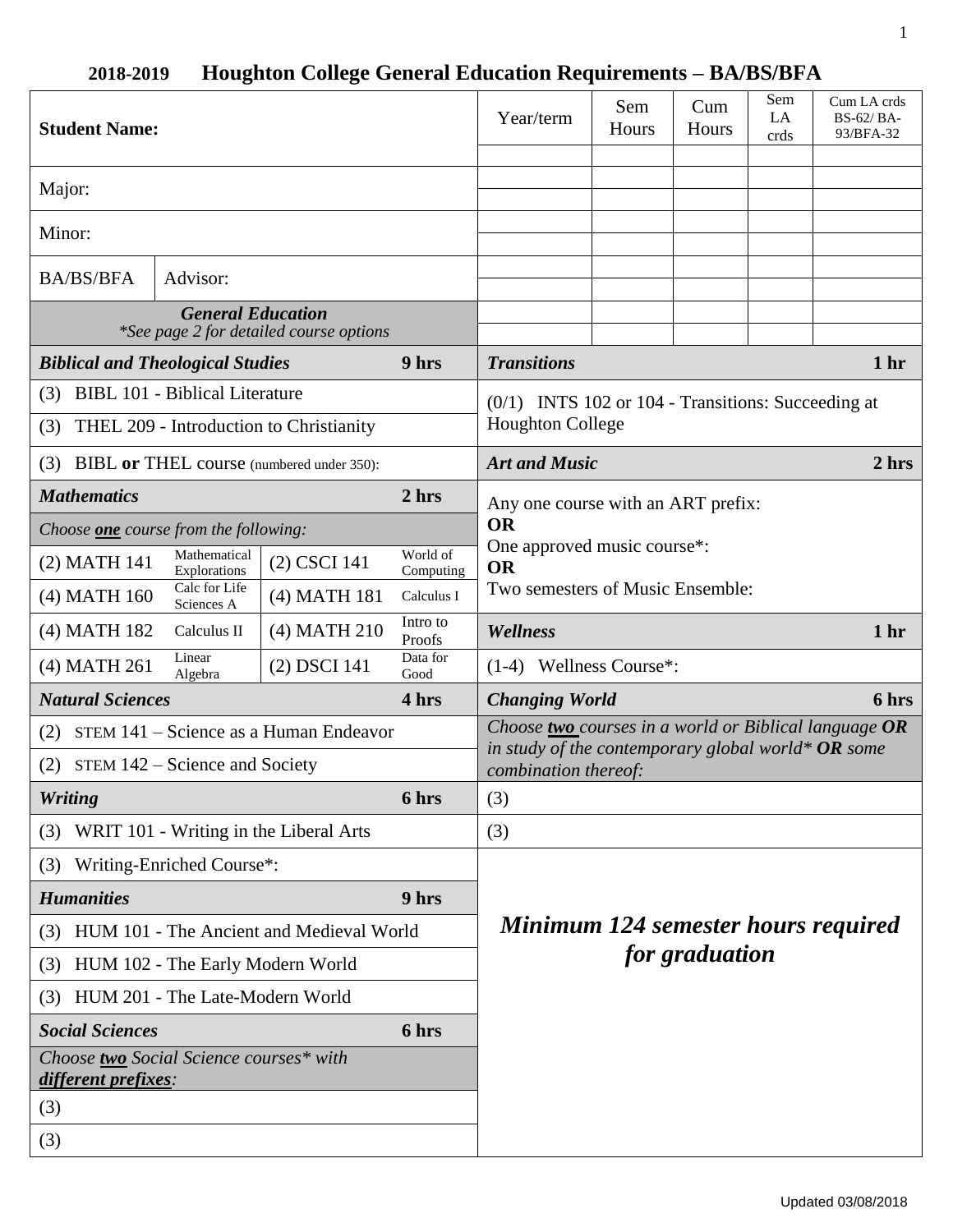## 2018-2019 Houghton College General Education Requirements – BA/BS/BFA

| Student Name: | |
|---|---|
| Major: | |
| Minor: | |
| BA/BS/BFA | Advisor: |

| Year/term | Sem Hours | Cum Hours | Sem LA crds | Cum LA crds BS-62/ BA-93/BFA-32 |
|---|---|---|---|---|
| | | | | |
| | | | | |
| | | | | |
| | | | | |
| | | | | |
| | | | | |
| | | | | |
| | | | | |
| | | | | |

### *General Education*

*\*See page 2 for detailed course options*

| ***Biblical and Theological Studies*** | **9 hrs** |
|---|---|
| (3) BIBL 101 - Biblical Literature | |
| (3) THEL 209 - Introduction to Christianity | |
| (3) BIBL **or** THEL course (numbered under 350): | |

| ***Mathematics*** | | | **2 hrs** |
|---|---|---|---|
| *Choose **one** course from the following:* | | | |
| (2) MATH 141 | Mathematical Explorations | (2) CSCI 141 | World of Computing |
| (4) MATH 160 | Calc for Life Sciences A | (4) MATH 181 | Calculus I |
| (4) MATH 182 | Calculus II | (4) MATH 210 | Intro to Proofs |
| (4) MATH 261 | Linear Algebra | (2) DSCI 141 | Data for Good |

| ***Natural Sciences*** | **4 hrs** |
|---|---|
| (2) STEM 141 – Science as a Human Endeavor | |
| (2) STEM 142 – Science and Society | |

| ***Writing*** | **6 hrs** |
|---|---|
| (3) WRIT 101 - Writing in the Liberal Arts | |
| (3) Writing-Enriched Course*: | |

| ***Humanities*** | **9 hrs** |
|---|---|
| (3) HUM 101 - The Ancient and Medieval World | |
| (3) HUM 102 - The Early Modern World | |
| (3) HUM 201 - The Late-Modern World | |

| ***Social Sciences*** | **6 hrs** |
|---|---|
| *Choose **two** Social Science courses\* with **different prefixes**:* | |
| (3) | |
| (3) | |

| ***Transitions*** | **1 hr** |
|---|---|
| (0/1) INTS 102 or 104 - Transitions: Succeeding at Houghton College | |

| ***Art and Music*** | **2 hrs** |
|---|---|
| Any one course with an ART prefix: **OR** One approved music course*: **OR** Two semesters of Music Ensemble: | |

| ***Wellness*** | **1 hr** |
|---|---|
| (1-4) Wellness Course*: | |

| ***Changing World*** | **6 hrs** |
|---|---|
| *Choose **two** courses in a world or Biblical language **OR** in study of the contemporary global world\* **OR** some combination thereof:* | |
| (3) | |
| (3) | |

***Minimum 124 semester hours required for graduation***

Updated 03/08/2018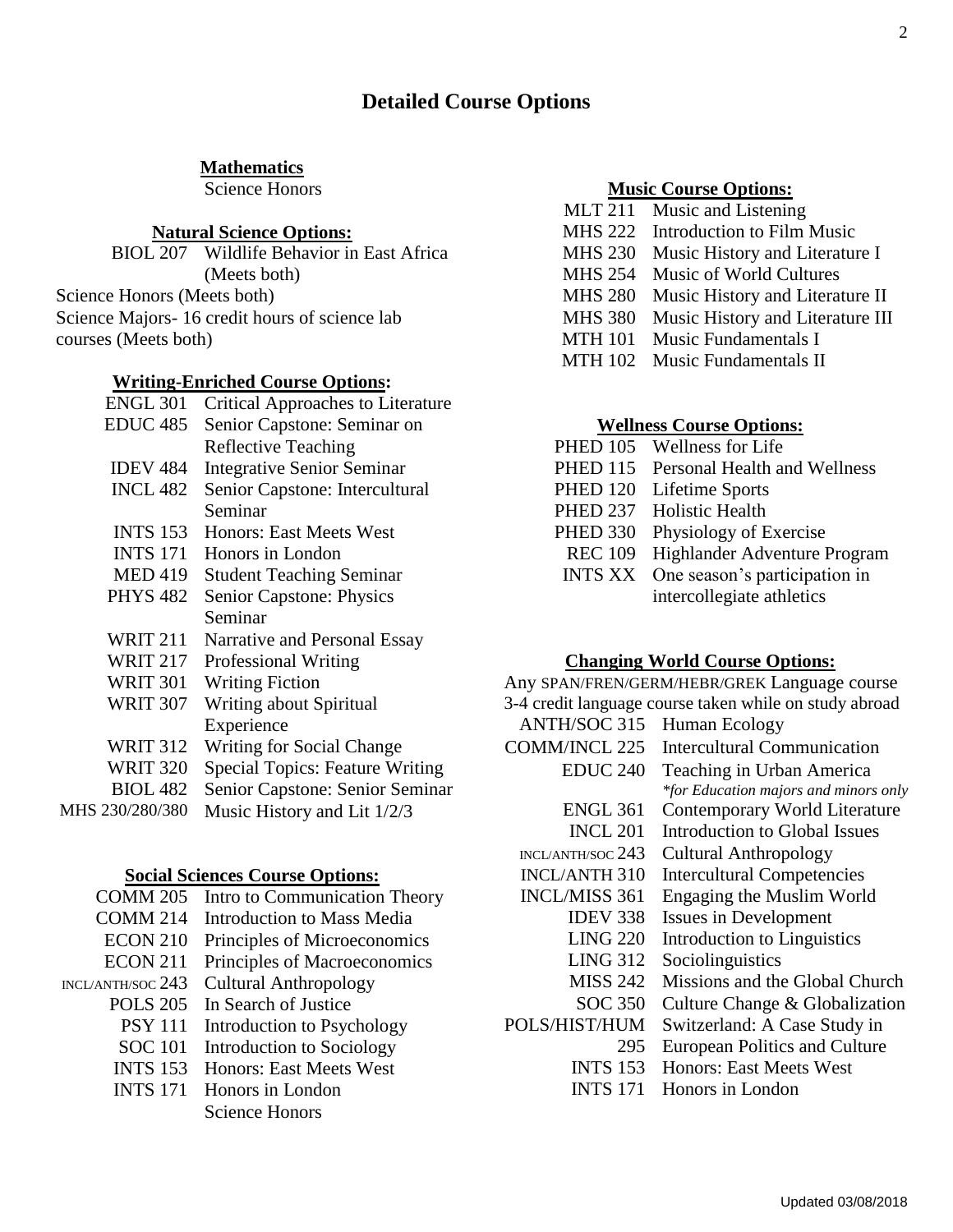# Detailed Course Options

## Mathematics

Science Honors

## Natural Science Options:

BIOL 207 Wildlife Behavior in East Africa (Meets both)

Science Honors (Meets both)

Science Majors- 16 credit hours of science lab courses (Meets both)

## Writing-Enriched Course Options:

| | |
|---|---|
| ENGL 301 | Critical Approaches to Literature |
| EDUC 485 | Senior Capstone: Seminar on Reflective Teaching |
| IDEV 484 | Integrative Senior Seminar |
| INCL 482 | Senior Capstone: Intercultural Seminar |
| INTS 153 | Honors: East Meets West |
| INTS 171 | Honors in London |
| MED 419 | Student Teaching Seminar |
| PHYS 482 | Senior Capstone: Physics Seminar |
| WRIT 211 | Narrative and Personal Essay |
| WRIT 217 | Professional Writing |
| WRIT 301 | Writing Fiction |
| WRIT 307 | Writing about Spiritual Experience |
| WRIT 312 | Writing for Social Change |
| WRIT 320 | Special Topics: Feature Writing |
| BIOL 482 | Senior Capstone: Senior Seminar |
| MHS 230/280/380 | Music History and Lit 1/2/3 |

## Social Sciences Course Options:

| | |
|---|---|
| COMM 205 | Intro to Communication Theory |
| COMM 214 | Introduction to Mass Media |
| ECON 210 | Principles of Microeconomics |
| ECON 211 | Principles of Macroeconomics |
| INCL/ANTH/SOC 243 | Cultural Anthropology |
| POLS 205 | In Search of Justice |
| PSY 111 | Introduction to Psychology |
| SOC 101 | Introduction to Sociology |
| INTS 153 | Honors: East Meets West |
| INTS 171 | Honors in London |
| | Science Honors |

## Music Course Options:

| | |
|---|---|
| MLT 211 | Music and Listening |
| MHS 222 | Introduction to Film Music |
| MHS 230 | Music History and Literature I |
| MHS 254 | Music of World Cultures |
| MHS 280 | Music History and Literature II |
| MHS 380 | Music History and Literature III |
| MTH 101 | Music Fundamentals I |
| MTH 102 | Music Fundamentals II |

## Wellness Course Options:

| | |
|---|---|
| PHED 105 | Wellness for Life |
| PHED 115 | Personal Health and Wellness |
| PHED 120 | Lifetime Sports |
| PHED 237 | Holistic Health |
| PHED 330 | Physiology of Exercise |
| REC 109 | Highlander Adventure Program |
| INTS XX | One season's participation in intercollegiate athletics |

## Changing World Course Options:

Any SPAN/FREN/GERM/HEBR/GREK Language course

3-4 credit language course taken while on study abroad

| | |
|---|---|
| ANTH/SOC 315 | Human Ecology |
| COMM/INCL 225 | Intercultural Communication |
| EDUC 240 | Teaching in Urban America *\*for Education majors and minors only* |
| ENGL 361 | Contemporary World Literature |
| INCL 201 | Introduction to Global Issues |
| INCL/ANTH/SOC 243 | Cultural Anthropology |
| INCL/ANTH 310 | Intercultural Competencies |
| INCL/MISS 361 | Engaging the Muslim World |
| IDEV 338 | Issues in Development |
| LING 220 | Introduction to Linguistics |
| LING 312 | Sociolinguistics |
| MISS 242 | Missions and the Global Church |
| SOC 350 | Culture Change & Globalization |
| POLS/HIST/HUM 295 | Switzerland: A Case Study in European Politics and Culture |
| INTS 153 | Honors: East Meets West |
| INTS 171 | Honors in London |

Updated 03/08/2018